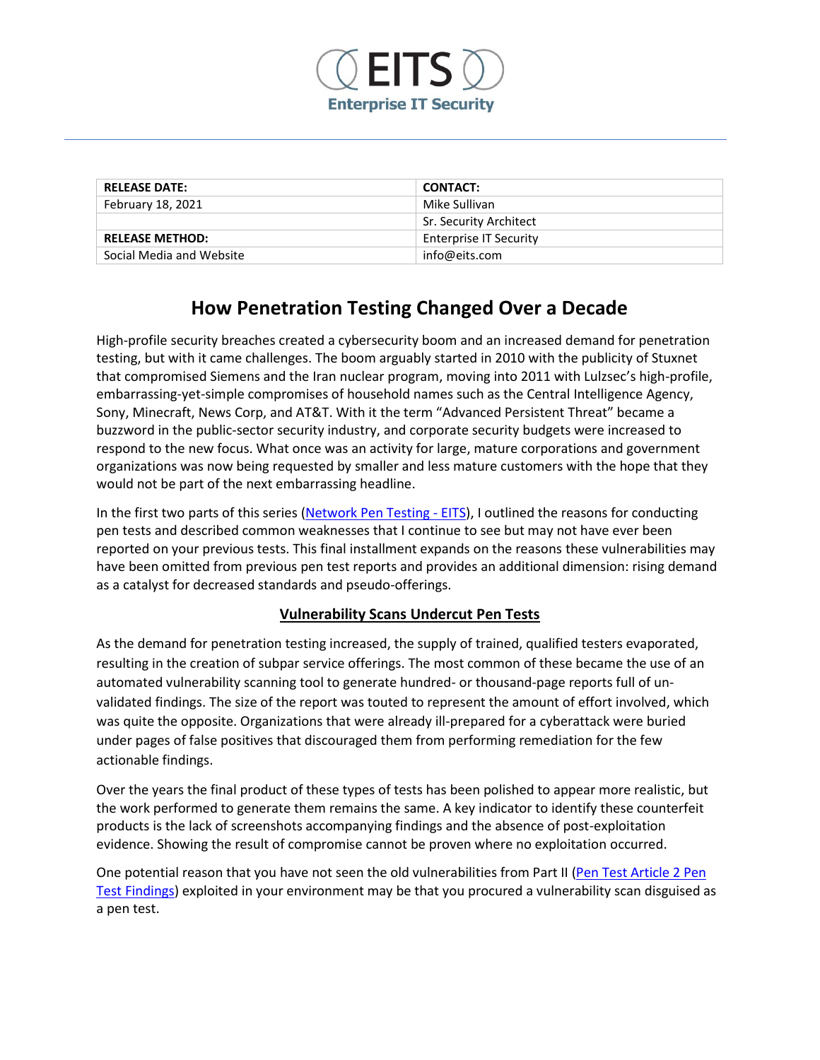EITS

Enterprise IT Security

| RELEASE DATE: | CONTACT: |
|---|---|
| February 18, 2021 | Mike Sullivan |
| | Sr. Security Architect |
| **RELEASE METHOD:** | Enterprise IT Security |
| Social Media and Website | info@eits.com |

# How Penetration Testing Changed Over a Decade

High-profile security breaches created a cybersecurity boom and an increased demand for penetration testing, but with it came challenges. The boom arguably started in 2010 with the publicity of Stuxnet that compromised Siemens and the Iran nuclear program, moving into 2011 with Lulzsec's high-profile, embarrassing-yet-simple compromises of household names such as the Central Intelligence Agency, Sony, Minecraft, News Corp, and AT&T. With it the term "Advanced Persistent Threat" became a buzzword in the public-sector security industry, and corporate security budgets were increased to respond to the new focus. What once was an activity for large, mature corporations and government organizations was now being requested by smaller and less mature customers with the hope that they would not be part of the next embarrassing headline.

In the first two parts of this series (Network Pen Testing - EITS), I outlined the reasons for conducting pen tests and described common weaknesses that I continue to see but may not have ever been reported on your previous tests. This final installment expands on the reasons these vulnerabilities may have been omitted from previous pen test reports and provides an additional dimension: rising demand as a catalyst for decreased standards and pseudo-offerings.

## Vulnerability Scans Undercut Pen Tests

As the demand for penetration testing increased, the supply of trained, qualified testers evaporated, resulting in the creation of subpar service offerings. The most common of these became the use of an automated vulnerability scanning tool to generate hundred- or thousand-page reports full of un-validated findings. The size of the report was touted to represent the amount of effort involved, which was quite the opposite. Organizations that were already ill-prepared for a cyberattack were buried under pages of false positives that discouraged them from performing remediation for the few actionable findings.

Over the years the final product of these types of tests has been polished to appear more realistic, but the work performed to generate them remains the same. A key indicator to identify these counterfeit products is the lack of screenshots accompanying findings and the absence of post-exploitation evidence. Showing the result of compromise cannot be proven where no exploitation occurred.

One potential reason that you have not seen the old vulnerabilities from Part II (Pen Test Article 2 Pen Test Findings) exploited in your environment may be that you procured a vulnerability scan disguised as a pen test.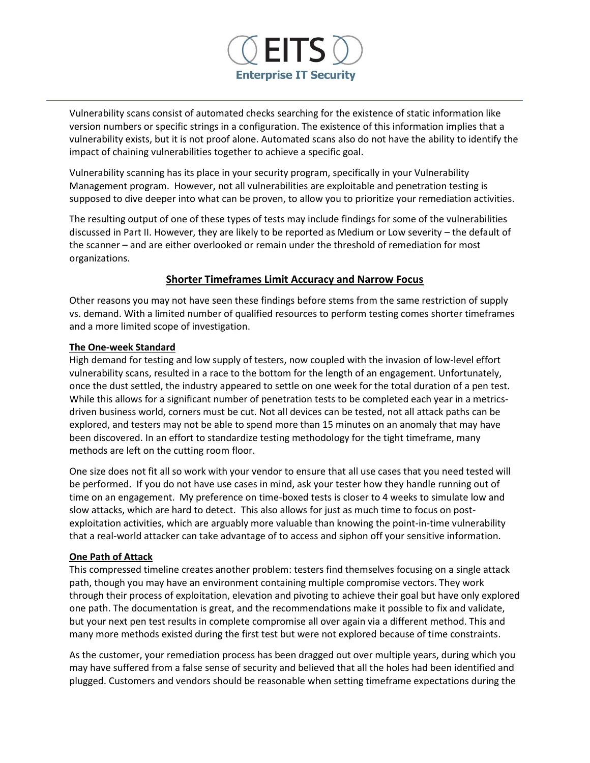Vulnerability scans consist of automated checks searching for the existence of static information like version numbers or specific strings in a configuration. The existence of this information implies that a vulnerability exists, but it is not proof alone. Automated scans also do not have the ability to identify the impact of chaining vulnerabilities together to achieve a specific goal.

Vulnerability scanning has its place in your security program, specifically in your Vulnerability Management program. However, not all vulnerabilities are exploitable and penetration testing is supposed to dive deeper into what can be proven, to allow you to prioritize your remediation activities.

The resulting output of one of these types of tests may include findings for some of the vulnerabilities discussed in Part II. However, they are likely to be reported as Medium or Low severity – the default of the scanner – and are either overlooked or remain under the threshold of remediation for most organizations.

## Shorter Timeframes Limit Accuracy and Narrow Focus

Other reasons you may not have seen these findings before stems from the same restriction of supply vs. demand. With a limited number of qualified resources to perform testing comes shorter timeframes and a more limited scope of investigation.

### The One-week Standard

High demand for testing and low supply of testers, now coupled with the invasion of low-level effort vulnerability scans, resulted in a race to the bottom for the length of an engagement. Unfortunately, once the dust settled, the industry appeared to settle on one week for the total duration of a pen test. While this allows for a significant number of penetration tests to be completed each year in a metrics-driven business world, corners must be cut. Not all devices can be tested, not all attack paths can be explored, and testers may not be able to spend more than 15 minutes on an anomaly that may have been discovered. In an effort to standardize testing methodology for the tight timeframe, many methods are left on the cutting room floor.

One size does not fit all so work with your vendor to ensure that all use cases that you need tested will be performed. If you do not have use cases in mind, ask your tester how they handle running out of time on an engagement. My preference on time-boxed tests is closer to 4 weeks to simulate low and slow attacks, which are hard to detect. This also allows for just as much time to focus on post-exploitation activities, which are arguably more valuable than knowing the point-in-time vulnerability that a real-world attacker can take advantage of to access and siphon off your sensitive information.

### One Path of Attack

This compressed timeline creates another problem: testers find themselves focusing on a single attack path, though you may have an environment containing multiple compromise vectors. They work through their process of exploitation, elevation and pivoting to achieve their goal but have only explored one path. The documentation is great, and the recommendations make it possible to fix and validate, but your next pen test results in complete compromise all over again via a different method. This and many more methods existed during the first test but were not explored because of time constraints.

As the customer, your remediation process has been dragged out over multiple years, during which you may have suffered from a false sense of security and believed that all the holes had been identified and plugged. Customers and vendors should be reasonable when setting timeframe expectations during the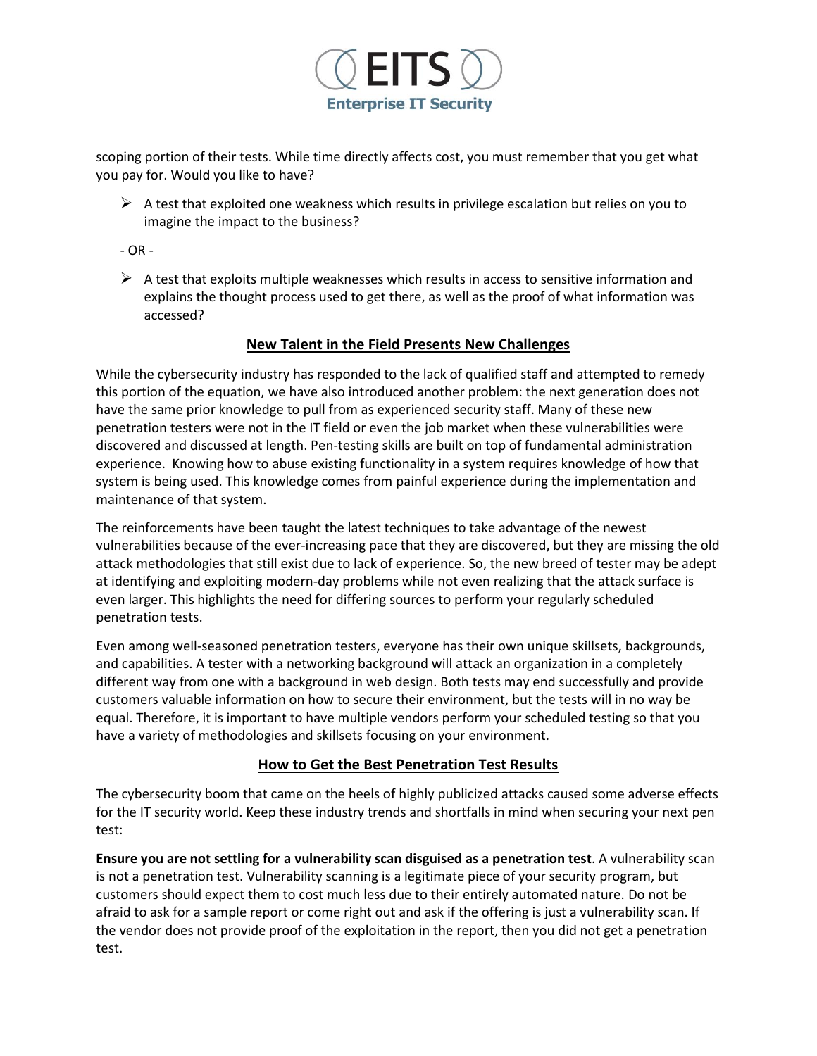scoping portion of their tests. While time directly affects cost, you must remember that you get what you pay for. Would you like to have?

- A test that exploited one weakness which results in privilege escalation but relies on you to imagine the impact to the business?

\- OR -

- A test that exploits multiple weaknesses which results in access to sensitive information and explains the thought process used to get there, as well as the proof of what information was accessed?

## New Talent in the Field Presents New Challenges

While the cybersecurity industry has responded to the lack of qualified staff and attempted to remedy this portion of the equation, we have also introduced another problem: the next generation does not have the same prior knowledge to pull from as experienced security staff. Many of these new penetration testers were not in the IT field or even the job market when these vulnerabilities were discovered and discussed at length. Pen-testing skills are built on top of fundamental administration experience. Knowing how to abuse existing functionality in a system requires knowledge of how that system is being used. This knowledge comes from painful experience during the implementation and maintenance of that system.

The reinforcements have been taught the latest techniques to take advantage of the newest vulnerabilities because of the ever-increasing pace that they are discovered, but they are missing the old attack methodologies that still exist due to lack of experience. So, the new breed of tester may be adept at identifying and exploiting modern-day problems while not even realizing that the attack surface is even larger. This highlights the need for differing sources to perform your regularly scheduled penetration tests.

Even among well-seasoned penetration testers, everyone has their own unique skillsets, backgrounds, and capabilities. A tester with a networking background will attack an organization in a completely different way from one with a background in web design. Both tests may end successfully and provide customers valuable information on how to secure their environment, but the tests will in no way be equal. Therefore, it is important to have multiple vendors perform your scheduled testing so that you have a variety of methodologies and skillsets focusing on your environment.

## How to Get the Best Penetration Test Results

The cybersecurity boom that came on the heels of highly publicized attacks caused some adverse effects for the IT security world. Keep these industry trends and shortfalls in mind when securing your next pen test:

**Ensure you are not settling for a vulnerability scan disguised as a penetration test**. A vulnerability scan is not a penetration test. Vulnerability scanning is a legitimate piece of your security program, but customers should expect them to cost much less due to their entirely automated nature. Do not be afraid to ask for a sample report or come right out and ask if the offering is just a vulnerability scan. If the vendor does not provide proof of the exploitation in the report, then you did not get a penetration test.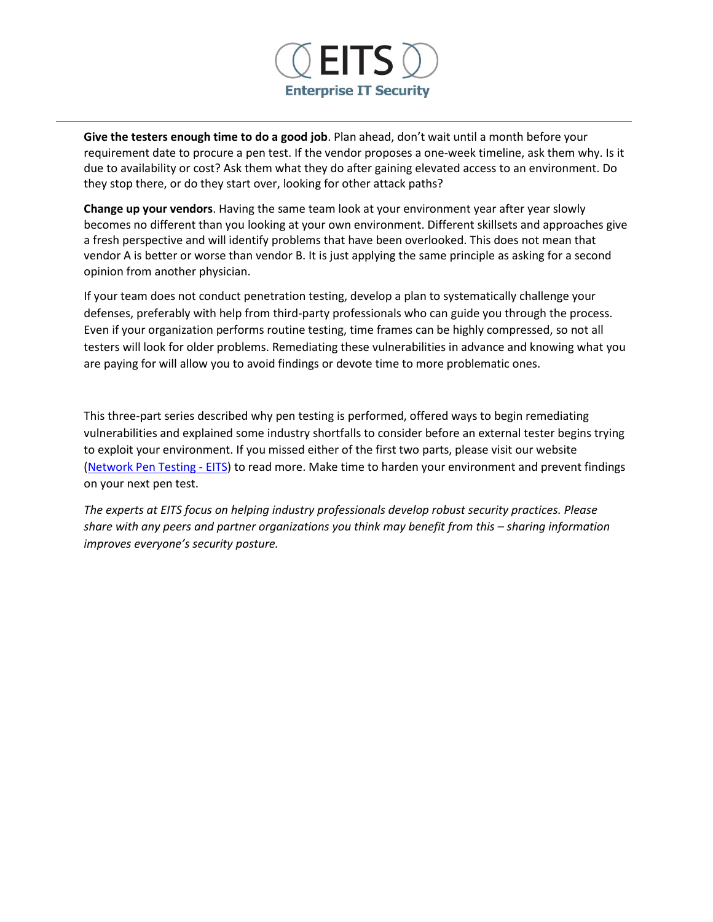**Give the testers enough time to do a good job**. Plan ahead, don't wait until a month before your requirement date to procure a pen test. If the vendor proposes a one-week timeline, ask them why. Is it due to availability or cost? Ask them what they do after gaining elevated access to an environment. Do they stop there, or do they start over, looking for other attack paths?

**Change up your vendors**. Having the same team look at your environment year after year slowly becomes no different than you looking at your own environment. Different skillsets and approaches give a fresh perspective and will identify problems that have been overlooked. This does not mean that vendor A is better or worse than vendor B. It is just applying the same principle as asking for a second opinion from another physician.

If your team does not conduct penetration testing, develop a plan to systematically challenge your defenses, preferably with help from third-party professionals who can guide you through the process. Even if your organization performs routine testing, time frames can be highly compressed, so not all testers will look for older problems. Remediating these vulnerabilities in advance and knowing what you are paying for will allow you to avoid findings or devote time to more problematic ones.

This three-part series described why pen testing is performed, offered ways to begin remediating vulnerabilities and explained some industry shortfalls to consider before an external tester begins trying to exploit your environment. If you missed either of the first two parts, please visit our website (Network Pen Testing - EITS) to read more. Make time to harden your environment and prevent findings on your next pen test.

*The experts at EITS focus on helping industry professionals develop robust security practices. Please share with any peers and partner organizations you think may benefit from this – sharing information improves everyone's security posture.*